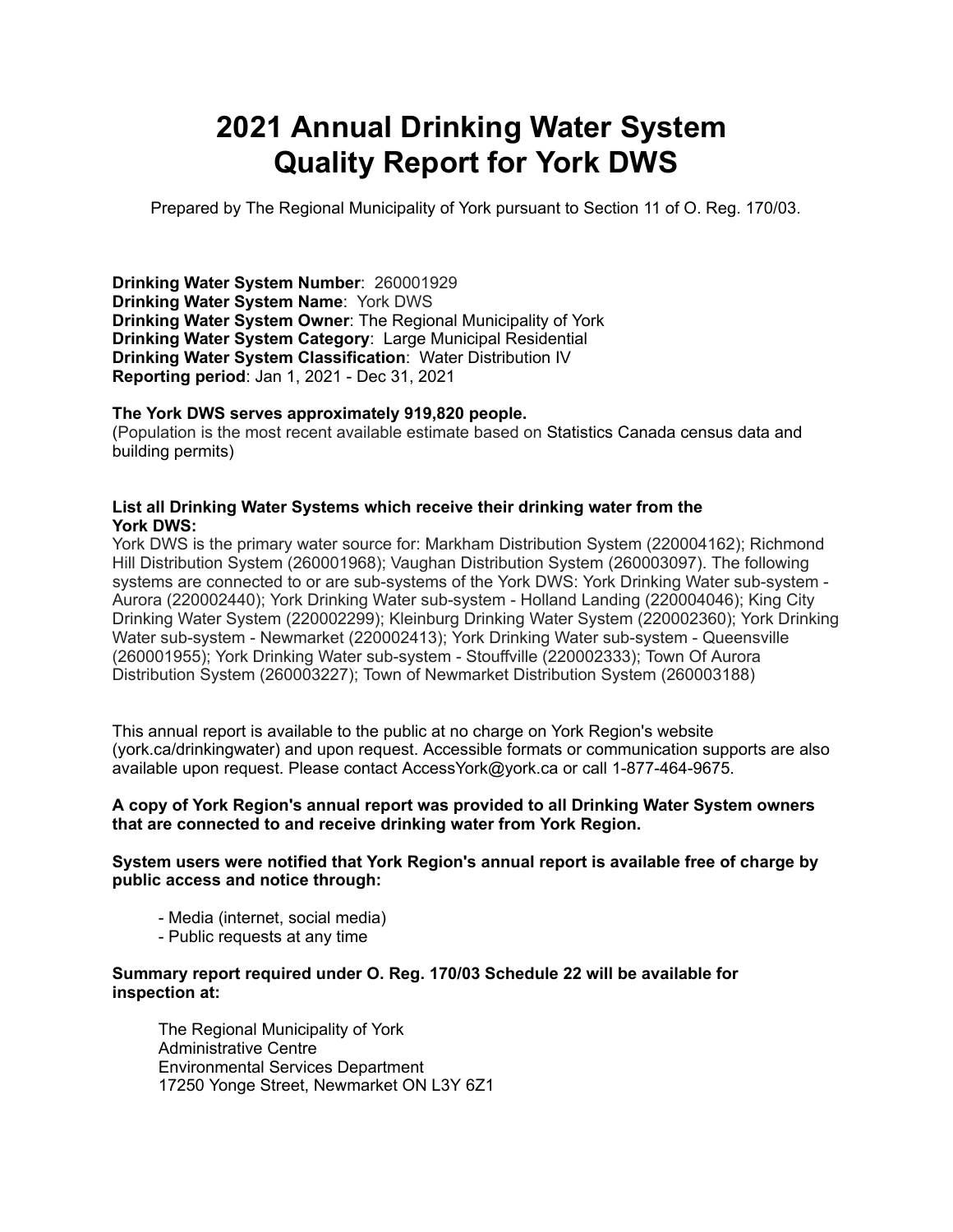# 2021 Annual Drinking Water System Quality Report for York DWS

Prepared by The Regional Municipality of York pursuant to Section 11 of O. Reg. 170/03.

**Drinking Water System Number**: 260001929
**Drinking Water System Name**: York DWS
**Drinking Water System Owner**: The Regional Municipality of York
**Drinking Water System Category**: Large Municipal Residential
**Drinking Water System Classification**: Water Distribution IV
**Reporting period**: Jan 1, 2021 - Dec 31, 2021

**The York DWS serves approximately 919,820 people.**
(Population is the most recent available estimate based on Statistics Canada census data and building permits)

**List all Drinking Water Systems which receive their drinking water from the York DWS:**
York DWS is the primary water source for: Markham Distribution System (220004162); Richmond Hill Distribution System (260001968); Vaughan Distribution System (260003097). The following systems are connected to or are sub-systems of the York DWS: York Drinking Water sub-system - Aurora (220002440); York Drinking Water sub-system - Holland Landing (220004046); King City Drinking Water System (220002299); Kleinburg Drinking Water System (220002360); York Drinking Water sub-system - Newmarket (220002413); York Drinking Water sub-system - Queensville (260001955); York Drinking Water sub-system - Stouffville (220002333); Town Of Aurora Distribution System (260003227); Town of Newmarket Distribution System (260003188)

This annual report is available to the public at no charge on York Region's website (york.ca/drinkingwater) and upon request. Accessible formats or communication supports are also available upon request. Please contact AccessYork@york.ca or call 1-877-464-9675.

**A copy of York Region's annual report was provided to all Drinking Water System owners that are connected to and receive drinking water from York Region.**

**System users were notified that York Region's annual report is available free of charge by public access and notice through:**

- Media (internet, social media)
- Public requests at any time

**Summary report required under O. Reg. 170/03 Schedule 22 will be available for inspection at:**

The Regional Municipality of York
Administrative Centre
Environmental Services Department
17250 Yonge Street, Newmarket ON L3Y 6Z1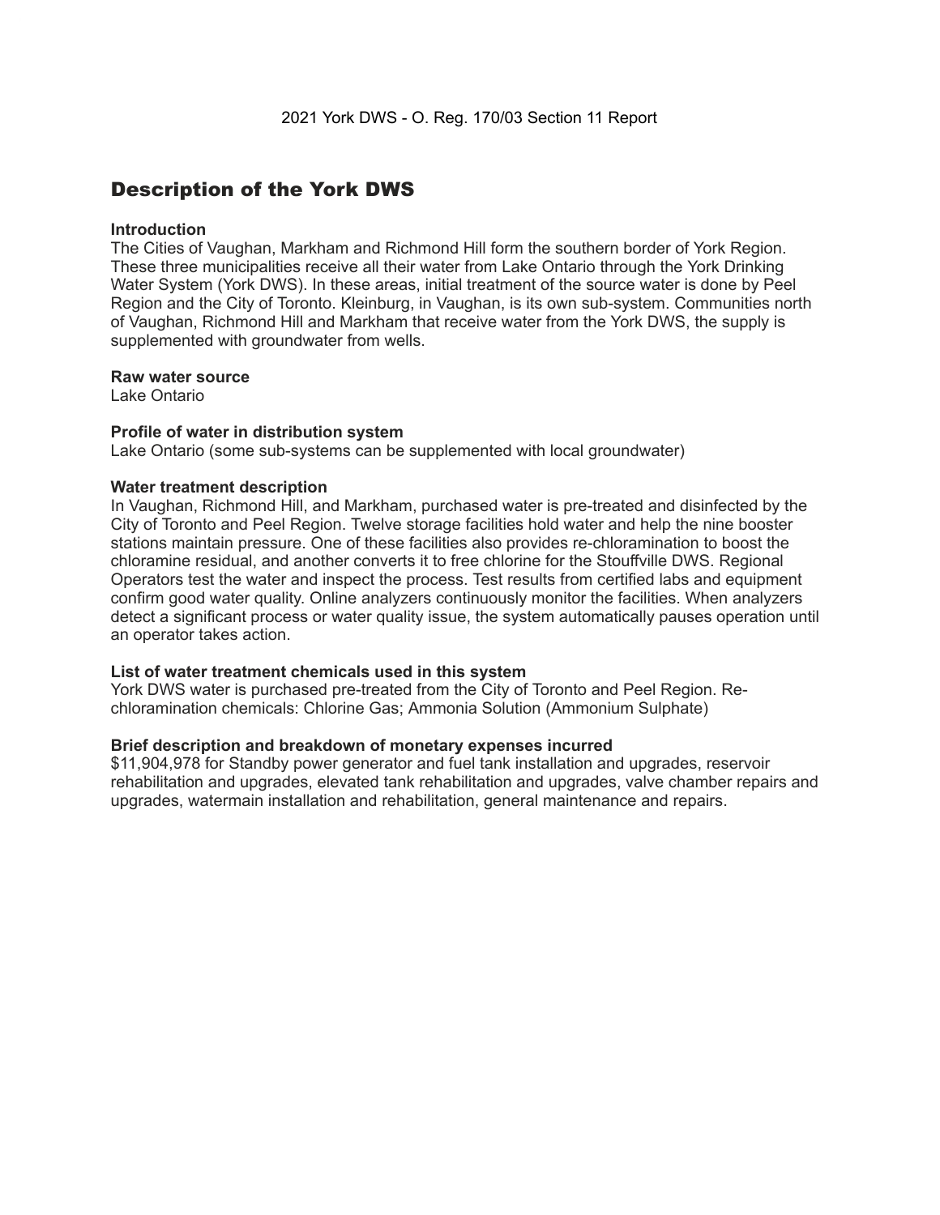# Description of the York DWS

**Introduction**
The Cities of Vaughan, Markham and Richmond Hill form the southern border of York Region. These three municipalities receive all their water from Lake Ontario through the York Drinking Water System (York DWS). In these areas, initial treatment of the source water is done by Peel Region and the City of Toronto. Kleinburg, in Vaughan, is its own sub-system. Communities north of Vaughan, Richmond Hill and Markham that receive water from the York DWS, the supply is supplemented with groundwater from wells.

**Raw water source**
Lake Ontario

**Profile of water in distribution system**
Lake Ontario (some sub-systems can be supplemented with local groundwater)

**Water treatment description**
In Vaughan, Richmond Hill, and Markham, purchased water is pre-treated and disinfected by the City of Toronto and Peel Region. Twelve storage facilities hold water and help the nine booster stations maintain pressure. One of these facilities also provides re-chloramination to boost the chloramine residual, and another converts it to free chlorine for the Stouffville DWS. Regional Operators test the water and inspect the process. Test results from certified labs and equipment confirm good water quality. Online analyzers continuously monitor the facilities. When analyzers detect a significant process or water quality issue, the system automatically pauses operation until an operator takes action.

**List of water treatment chemicals used in this system**
York DWS water is purchased pre-treated from the City of Toronto and Peel Region. Re-chloramination chemicals: Chlorine Gas; Ammonia Solution (Ammonium Sulphate)

**Brief description and breakdown of monetary expenses incurred**
$11,904,978 for Standby power generator and fuel tank installation and upgrades, reservoir rehabilitation and upgrades, elevated tank rehabilitation and upgrades, valve chamber repairs and upgrades, watermain installation and rehabilitation, general maintenance and repairs.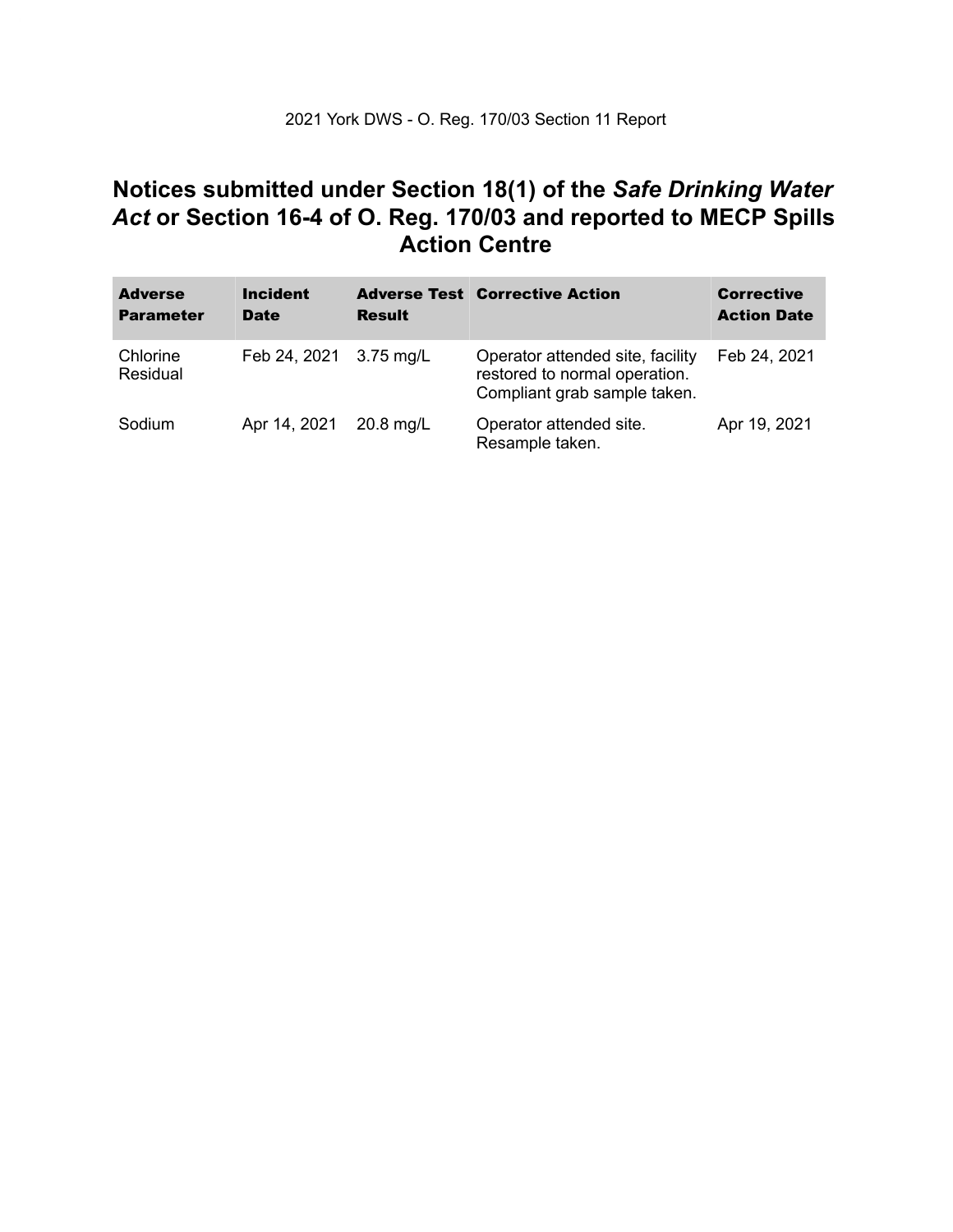## Notices submitted under Section 18(1) of the *Safe Drinking Water Act* or Section 16-4 of O. Reg. 170/03 and reported to MECP Spills Action Centre

| Adverse Parameter | Incident Date | Adverse Test Result | Corrective Action | Corrective Action Date |
|---|---|---|---|---|
| Chlorine Residual | Feb 24, 2021 | 3.75 mg/L | Operator attended site, facility restored to normal operation. Compliant grab sample taken. | Feb 24, 2021 |
| Sodium | Apr 14, 2021 | 20.8 mg/L | Operator attended site. Resample taken. | Apr 19, 2021 |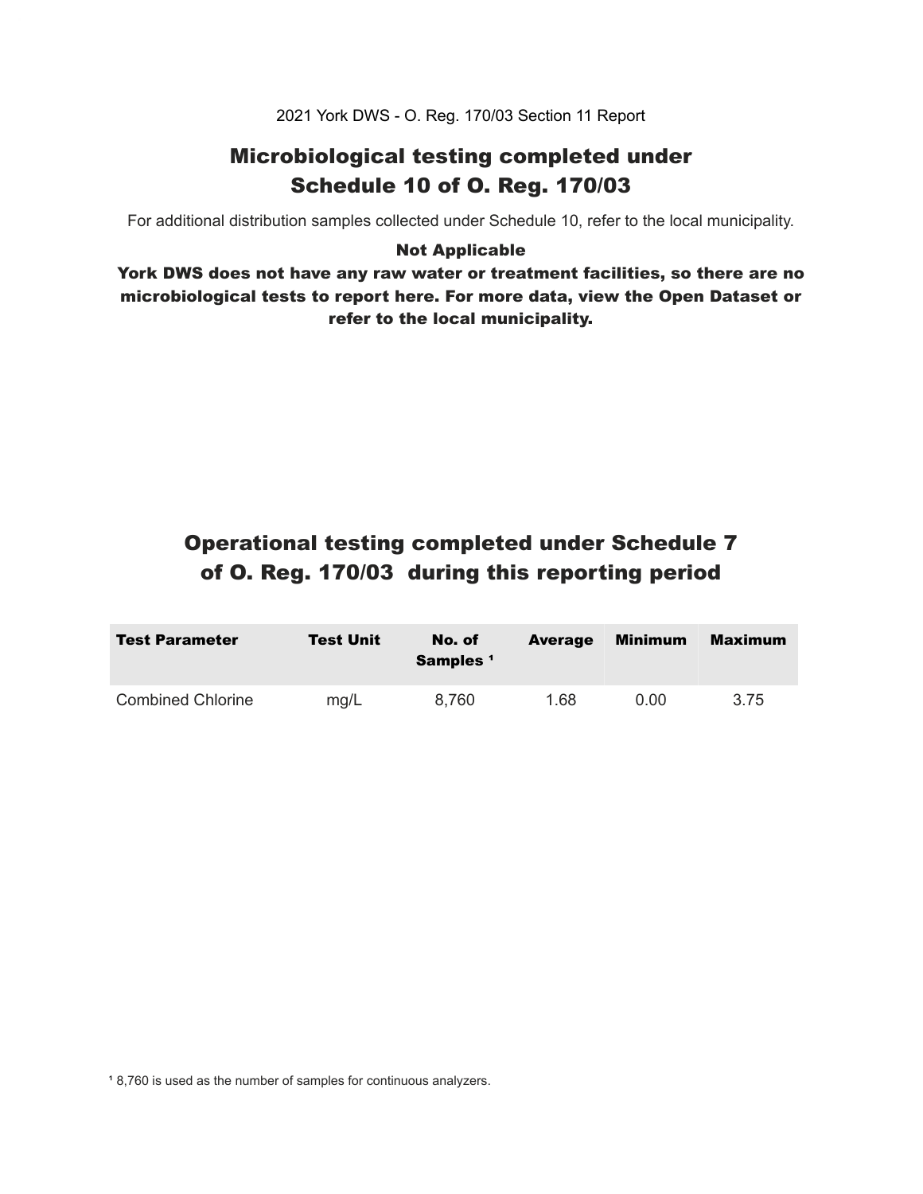2021 York DWS - O. Reg. 170/03 Section 11 Report

# Microbiological testing completed under Schedule 10 of O. Reg. 170/03

For additional distribution samples collected under Schedule 10, refer to the local municipality.

**Not Applicable**

**York DWS does not have any raw water or treatment facilities, so there are no microbiological tests to report here. For more data, view the Open Dataset or refer to the local municipality.**

# Operational testing completed under Schedule 7 of O. Reg. 170/03 during this reporting period

| Test Parameter | Test Unit | No. of Samples [1] | Average | Minimum | Maximum |
| --- | --- | --- | --- | --- | --- |
| Combined Chlorine | mg/L | 8,760 | 1.68 | 0.00 | 3.75 |

[1] 8,760 is used as the number of samples for continuous analyzers.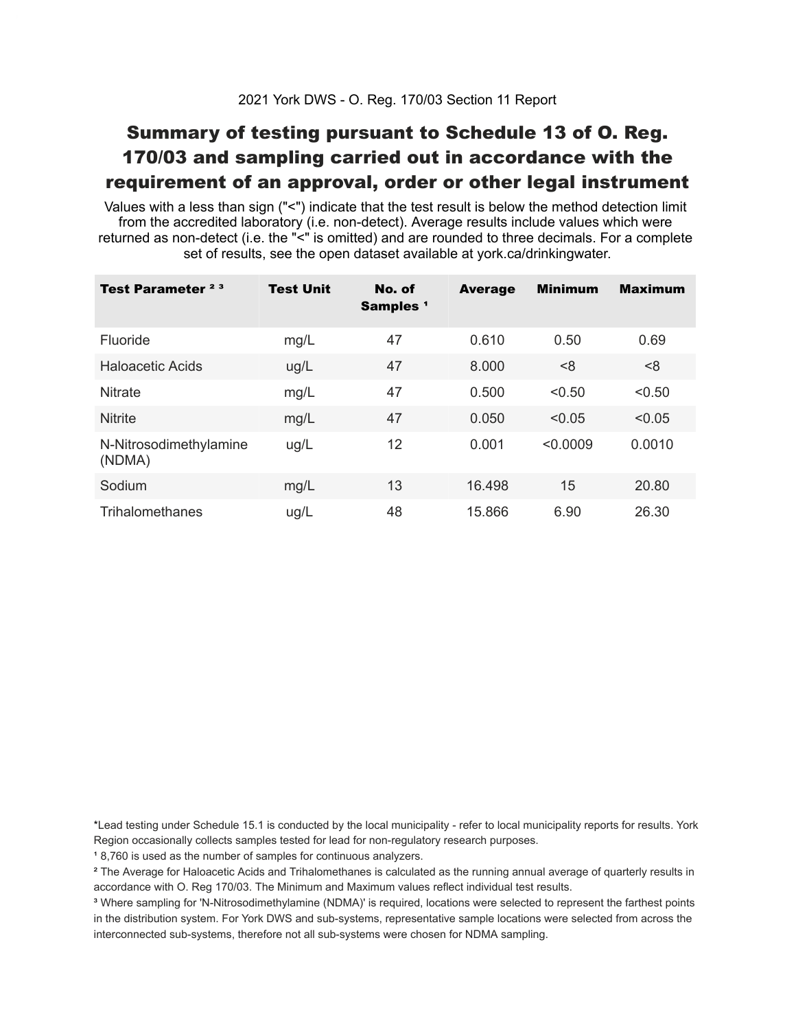2021 York DWS - O. Reg. 170/03 Section 11 Report

# Summary of testing pursuant to Schedule 13 of O. Reg. 170/03 and sampling carried out in accordance with the requirement of an approval, order or other legal instrument

Values with a less than sign ("<") indicate that the test result is below the method detection limit from the accredited laboratory (i.e. non-detect). Average results include values which were returned as non-detect (i.e. the "<" is omitted) and are rounded to three decimals. For a complete set of results, see the open dataset available at york.ca/drinkingwater.

| Test Parameter [2] [3] | Test Unit | No. of Samples [1] | Average | Minimum | Maximum |
|---|---|---|---|---|---|
| Fluoride | mg/L | 47 | 0.610 | 0.50 | 0.69 |
| Haloacetic Acids | ug/L | 47 | 8.000 | <8 | <8 |
| Nitrate | mg/L | 47 | 0.500 | <0.50 | <0.50 |
| Nitrite | mg/L | 47 | 0.050 | <0.05 | <0.05 |
| N-Nitrosodimethylamine (NDMA) | ug/L | 12 | 0.001 | <0.0009 | 0.0010 |
| Sodium | mg/L | 13 | 16.498 | 15 | 20.80 |
| Trihalomethanes | ug/L | 48 | 15.866 | 6.90 | 26.30 |

*Lead testing under Schedule 15.1 is conducted by the local municipality - refer to local municipality reports for results. York Region occasionally collects samples tested for lead for non-regulatory research purposes.

[1] 8,760 is used as the number of samples for continuous analyzers.

[2] The Average for Haloacetic Acids and Trihalomethanes is calculated as the running annual average of quarterly results in accordance with O. Reg 170/03. The Minimum and Maximum values reflect individual test results.

[3] Where sampling for 'N-Nitrosodimethylamine (NDMA)' is required, locations were selected to represent the farthest points in the distribution system. For York DWS and sub-systems, representative sample locations were selected from across the interconnected sub-systems, therefore not all sub-systems were chosen for NDMA sampling.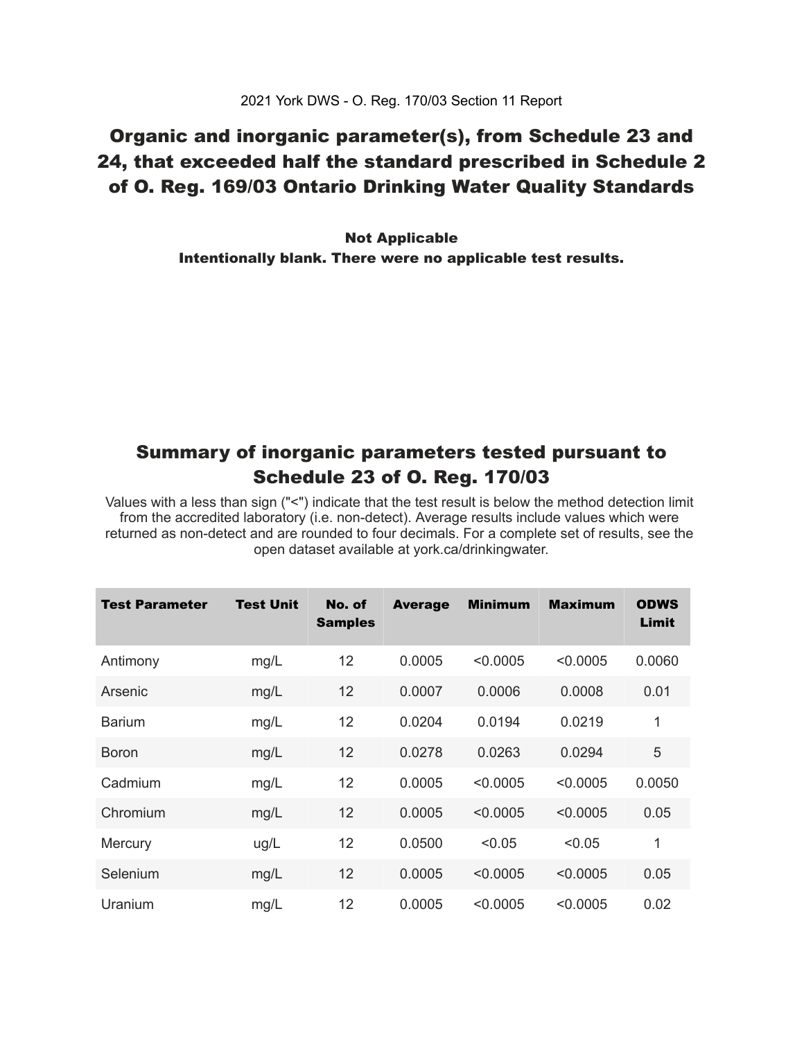2021 York DWS - O. Reg. 170/03 Section 11 Report

## Organic and inorganic parameter(s), from Schedule 23 and 24, that exceeded half the standard prescribed in Schedule 2 of O. Reg. 169/03 Ontario Drinking Water Quality Standards

**Not Applicable**
**Intentionally blank. There were no applicable test results.**

## Summary of inorganic parameters tested pursuant to Schedule 23 of O. Reg. 170/03

Values with a less than sign ("<") indicate that the test result is below the method detection limit from the accredited laboratory (i.e. non-detect). Average results include values which were returned as non-detect and are rounded to four decimals. For a complete set of results, see the open dataset available at york.ca/drinkingwater.

| Test Parameter | Test Unit | No. of Samples | Average | Minimum | Maximum | ODWS Limit |
|---|---|---|---|---|---|---|
| Antimony | mg/L | 12 | 0.0005 | <0.0005 | <0.0005 | 0.0060 |
| Arsenic | mg/L | 12 | 0.0007 | 0.0006 | 0.0008 | 0.01 |
| Barium | mg/L | 12 | 0.0204 | 0.0194 | 0.0219 | 1 |
| Boron | mg/L | 12 | 0.0278 | 0.0263 | 0.0294 | 5 |
| Cadmium | mg/L | 12 | 0.0005 | <0.0005 | <0.0005 | 0.0050 |
| Chromium | mg/L | 12 | 0.0005 | <0.0005 | <0.0005 | 0.05 |
| Mercury | ug/L | 12 | 0.0500 | <0.05 | <0.05 | 1 |
| Selenium | mg/L | 12 | 0.0005 | <0.0005 | <0.0005 | 0.05 |
| Uranium | mg/L | 12 | 0.0005 | <0.0005 | <0.0005 | 0.02 |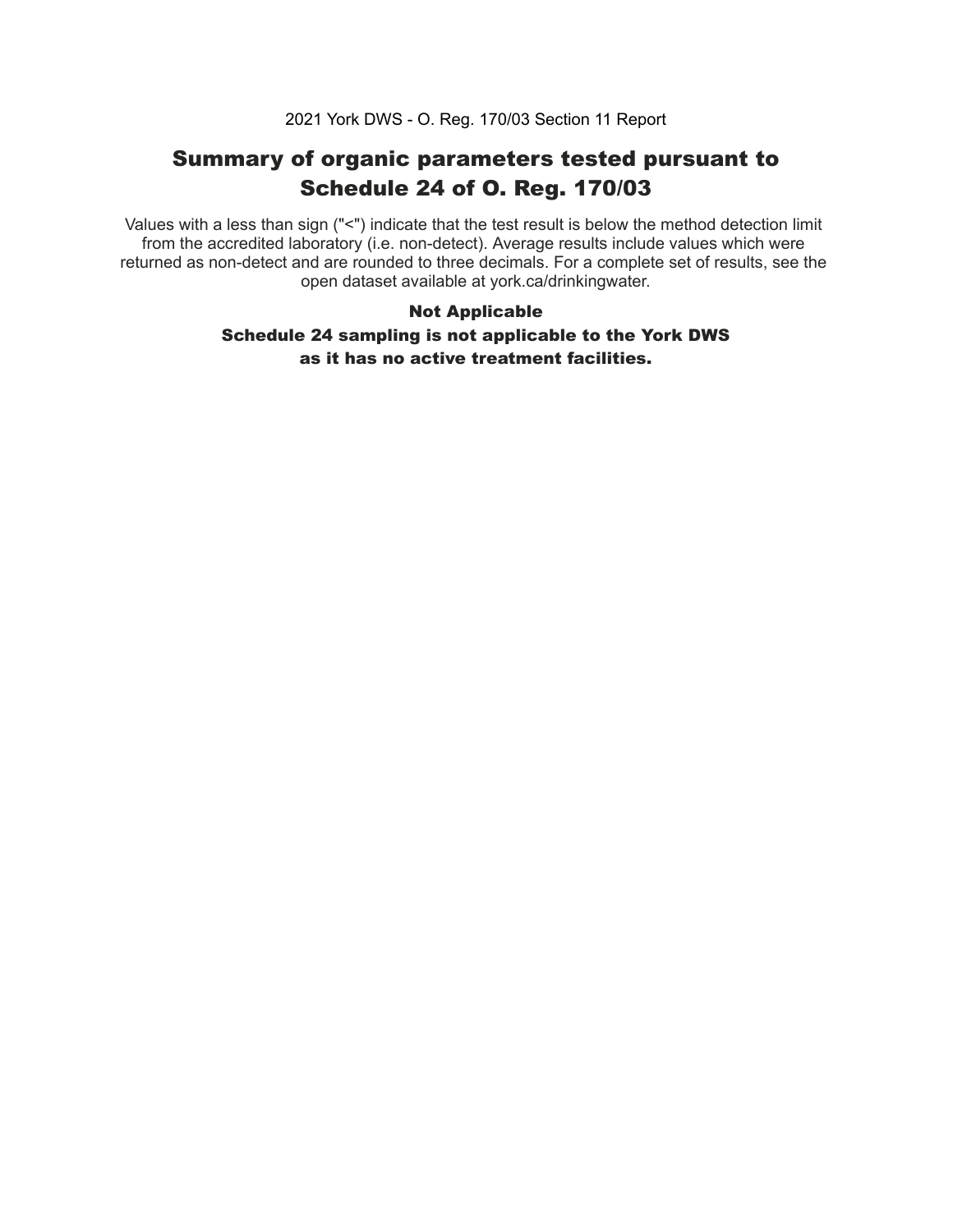2021 York DWS - O. Reg. 170/03 Section 11 Report

# Summary of organic parameters tested pursuant to Schedule 24 of O. Reg. 170/03

Values with a less than sign ("<") indicate that the test result is below the method detection limit from the accredited laboratory (i.e. non-detect). Average results include values which were returned as non-detect and are rounded to three decimals. For a complete set of results, see the open dataset available at york.ca/drinkingwater.

**Not Applicable**

**Schedule 24 sampling is not applicable to the York DWS as it has no active treatment facilities.**